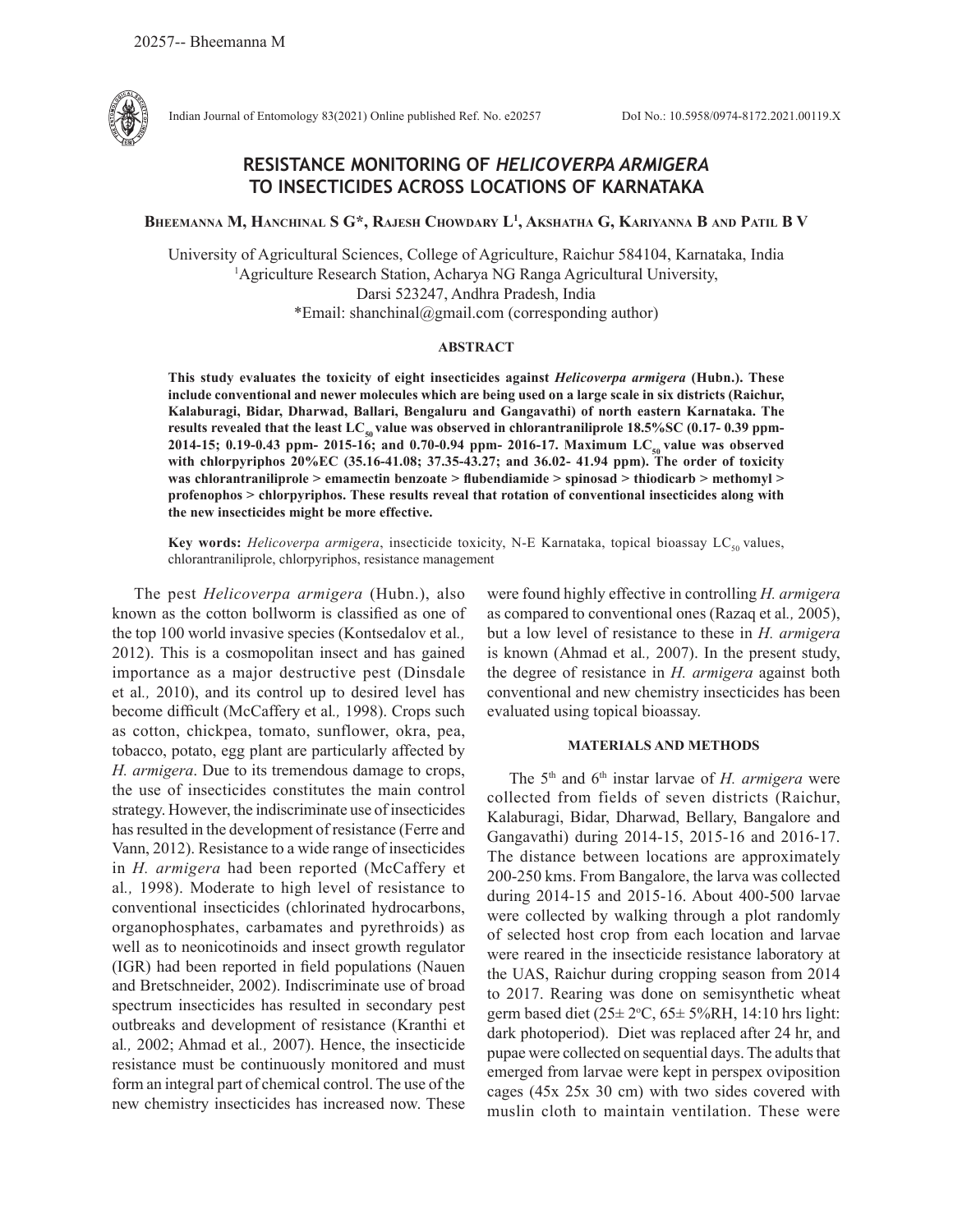# RESISTANCE MONITORING OF *HELICOVERPA ARMIGERA* TO INSECTICIDES ACROSS LOCATIONS OF KARNATAKA

**Bheemanna M, Hanchinal S G\*, Rajesh Chowdary L[1], Akshatha G, Kariyanna B and Patil B V**

University of Agricultural Sciences, College of Agriculture, Raichur 584104, Karnataka, India
[1]Agriculture Research Station, Acharya NG Ranga Agricultural University, Darsi 523247, Andhra Pradesh, India
\*Email: shanchinal@gmail.com (corresponding author)

## ABSTRACT

**This study evaluates the toxicity of eight insecticides against *Helicoverpa armigera* (Hubn.). These include conventional and newer molecules which are being used on a large scale in six districts (Raichur, Kalaburagi, Bidar, Dharwad, Ballari, Bengaluru and Gangavathi) of north eastern Karnataka. The results revealed that the least $LC_{50}$ value was observed in chlorantraniliprole 18.5%SC (0.17- 0.39 ppm- 2014-15; 0.19-0.43 ppm- 2015-16; and 0.70-0.94 ppm- 2016-17. Maximum $LC_{50}$ value was observed with chlorpyriphos 20%EC (35.16-41.08; 37.35-43.27; and 36.02- 41.94 ppm). The order of toxicity was chlorantraniliprole > emamectin benzoate > flubendiamide > spinosad > thiodicarb > methomyl > profenophos > chlorpyriphos. These results reveal that rotation of conventional insecticides along with the new insecticides might be more effective.**

**Key words:** *Helicoverpa armigera*, insecticide toxicity, N-E Karnataka, topical bioassay $LC_{50}$ values, chlorantraniliprole, chlorpyriphos, resistance management

The pest *Helicoverpa armigera* (Hubn.), also known as the cotton bollworm is classified as one of the top 100 world invasive species (Kontsedalov et al*.,* 2012). This is a cosmopolitan insect and has gained importance as a major destructive pest (Dinsdale et al*.,* 2010), and its control up to desired level has become difficult (McCaffery et al*.,* 1998). Crops such as cotton, chickpea, tomato, sunflower, okra, pea, tobacco, potato, egg plant are particularly affected by *H. armigera*. Due to its tremendous damage to crops, the use of insecticides constitutes the main control strategy. However, the indiscriminate use of insecticides has resulted in the development of resistance (Ferre and Vann, 2012). Resistance to a wide range of insecticides in *H. armigera* had been reported (McCaffery et al*.,* 1998). Moderate to high level of resistance to conventional insecticides (chlorinated hydrocarbons, organophosphates, carbamates and pyrethroids) as well as to neonicotinoids and insect growth regulator (IGR) had been reported in field populations (Nauen and Bretschneider, 2002). Indiscriminate use of broad spectrum insecticides has resulted in secondary pest outbreaks and development of resistance (Kranthi et al*.,* 2002; Ahmad et al*.,* 2007). Hence, the insecticide resistance must be continuously monitored and must form an integral part of chemical control. The use of the new chemistry insecticides has increased now. These were found highly effective in controlling *H. armigera* as compared to conventional ones (Razaq et al*.,* 2005), but a low level of resistance to these in *H. armigera* is known (Ahmad et al*.,* 2007). In the present study, the degree of resistance in *H. armigera* against both conventional and new chemistry insecticides has been evaluated using topical bioassay.

## MATERIALS AND METHODS

The 5th and 6th instar larvae of *H. armigera* were collected from fields of seven districts (Raichur, Kalaburagi, Bidar, Dharwad, Bellary, Bangalore and Gangavathi) during 2014-15, 2015-16 and 2016-17. The distance between locations are approximately 200-250 kms. From Bangalore, the larva was collected during 2014-15 and 2015-16. About 400-500 larvae were collected by walking through a plot randomly of selected host crop from each location and larvae were reared in the insecticide resistance laboratory at the UAS, Raichur during cropping season from 2014 to 2017. Rearing was done on semisynthetic wheat germ based diet (25± 2°C, 65± 5%RH, 14:10 hrs light: dark photoperiod). Diet was replaced after 24 hr, and pupae were collected on sequential days. The adults that emerged from larvae were kept in perspex oviposition cages (45x 25x 30 cm) with two sides covered with muslin cloth to maintain ventilation. These were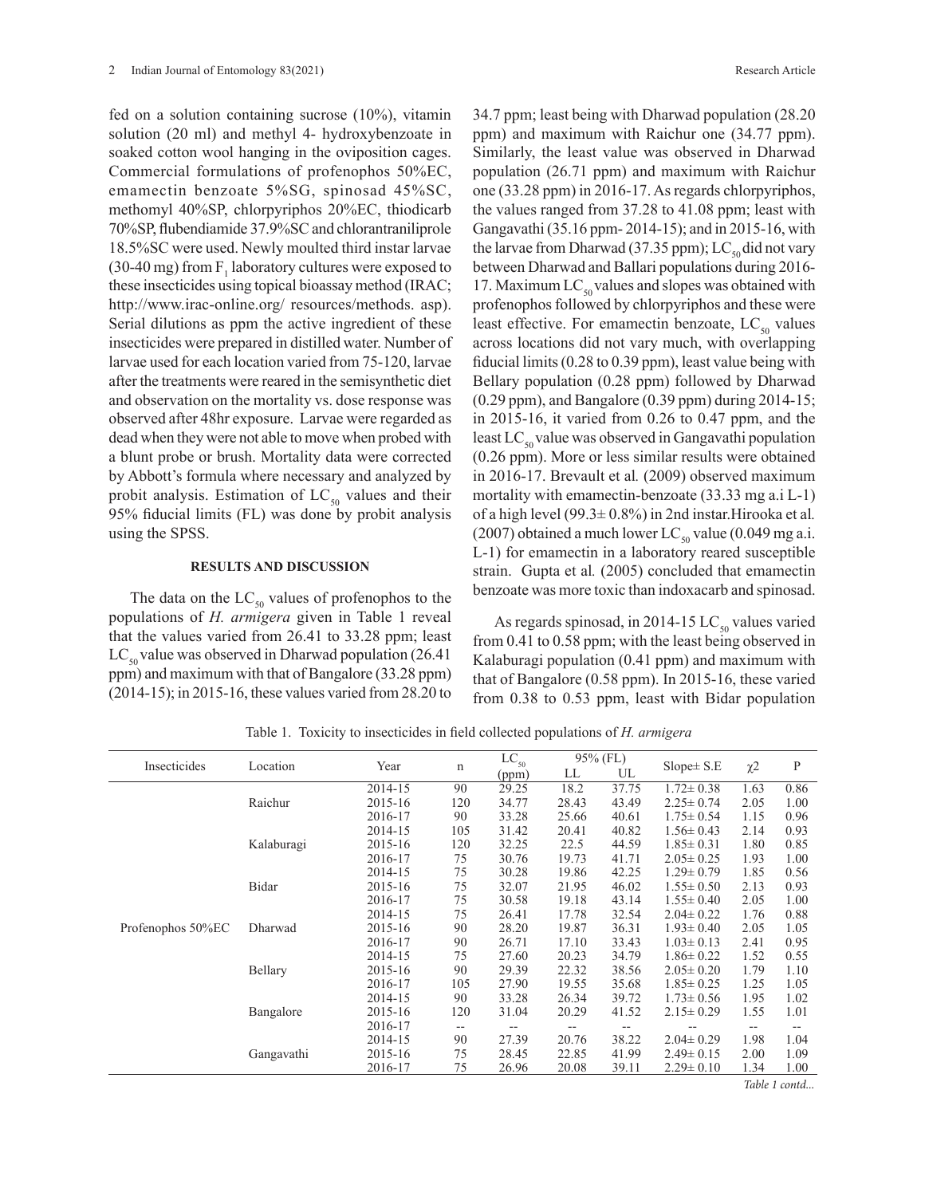fed on a solution containing sucrose (10%), vitamin solution (20 ml) and methyl 4- hydroxybenzoate in soaked cotton wool hanging in the oviposition cages. Commercial formulations of profenophos 50%EC, emamectin benzoate 5%SG, spinosad 45%SC, methomyl 40%SP, chlorpyriphos 20%EC, thiodicarb 70%SP, flubendiamide 37.9%SC and chlorantraniliprole 18.5%SC were used. Newly moulted third instar larvae (30-40 mg) from $F_1$ laboratory cultures were exposed to these insecticides using topical bioassay method (IRAC; http://www.irac-online.org/ resources/methods. asp). Serial dilutions as ppm the active ingredient of these insecticides were prepared in distilled water. Number of larvae used for each location varied from 75-120, larvae after the treatments were reared in the semisynthetic diet and observation on the mortality vs. dose response was observed after 48hr exposure. Larvae were regarded as dead when they were not able to move when probed with a blunt probe or brush. Mortality data were corrected by Abbott's formula where necessary and analyzed by probit analysis. Estimation of $LC_{50}$ values and their 95% fiducial limits (FL) was done by probit analysis using the SPSS.

## RESULTS AND DISCUSSION

The data on the $LC_{50}$ values of profenophos to the populations of *H. armigera* given in Table 1 reveal that the values varied from 26.41 to 33.28 ppm; least $LC_{50}$ value was observed in Dharwad population (26.41 ppm) and maximum with that of Bangalore (33.28 ppm) (2014-15); in 2015-16, these values varied from 28.20 to 34.7 ppm; least being with Dharwad population (28.20 ppm) and maximum with Raichur one (34.77 ppm). Similarly, the least value was observed in Dharwad population (26.71 ppm) and maximum with Raichur one (33.28 ppm) in 2016-17. As regards chlorpyriphos, the values ranged from 37.28 to 41.08 ppm; least with Gangavathi (35.16 ppm- 2014-15); and in 2015-16, with the larvae from Dharwad (37.35 ppm); $LC_{50}$ did not vary between Dharwad and Ballari populations during 2016-17. Maximum $LC_{50}$ values and slopes was obtained with profenophos followed by chlorpyriphos and these were least effective. For emamectin benzoate, $LC_{50}$ values across locations did not vary much, with overlapping fiducial limits (0.28 to 0.39 ppm), least value being with Bellary population (0.28 ppm) followed by Dharwad (0.29 ppm), and Bangalore (0.39 ppm) during 2014-15; in 2015-16, it varied from 0.26 to 0.47 ppm, and the least $LC_{50}$ value was observed in Gangavathi population (0.26 ppm). More or less similar results were obtained in 2016-17. Brevault et al*.* (2009) observed maximum mortality with emamectin-benzoate (33.33 mg a.i L-1) of a high level (99.3± 0.8%) in 2nd instar.Hirooka et al*.* (2007) obtained a much lower $LC_{50}$ value (0.049 mg a.i. L-1) for emamectin in a laboratory reared susceptible strain. Gupta et al*.* (2005) concluded that emamectin benzoate was more toxic than indoxacarb and spinosad.

As regards spinosad, in 2014-15 $LC_{50}$ values varied from 0.41 to 0.58 ppm; with the least being observed in Kalaburagi population (0.41 ppm) and maximum with that of Bangalore (0.58 ppm). In 2015-16, these varied from 0.38 to 0.53 ppm, least with Bidar population

Table 1. Toxicity to insecticides in field collected populations of *H. armigera*

| Insecticides | Location | Year | n | $LC_{50}$ (ppm) | 95% (FL) LL | 95% (FL) UL | Slope± S.E | $\chi2$ | P |
|---|---|---|---|---|---|---|---|---|---|
| Profenophos 50%EC | Raichur | 2014-15 | 90 | 29.25 | 18.2 | 37.75 | 1.72± 0.38 | 1.63 | 0.86 |
| | | 2015-16 | 120 | 34.77 | 28.43 | 43.49 | 2.25± 0.74 | 2.05 | 1.00 |
| | | 2016-17 | 90 | 33.28 | 25.66 | 40.61 | 1.75± 0.54 | 1.15 | 0.96 |
| | Kalaburagi | 2014-15 | 105 | 31.42 | 20.41 | 40.82 | 1.56± 0.43 | 2.14 | 0.93 |
| | | 2015-16 | 120 | 32.25 | 22.5 | 44.59 | 1.85± 0.31 | 1.80 | 0.85 |
| | | 2016-17 | 75 | 30.76 | 19.73 | 41.71 | 2.05± 0.25 | 1.93 | 1.00 |
| | Bidar | 2014-15 | 75 | 30.28 | 19.86 | 42.25 | 1.29± 0.79 | 1.85 | 0.56 |
| | | 2015-16 | 75 | 32.07 | 21.95 | 46.02 | 1.55± 0.50 | 2.13 | 0.93 |
| | | 2016-17 | 75 | 30.58 | 19.18 | 43.14 | 1.55± 0.40 | 2.05 | 1.00 |
| | Dharwad | 2014-15 | 75 | 26.41 | 17.78 | 32.54 | 2.04± 0.22 | 1.76 | 0.88 |
| | | 2015-16 | 90 | 28.20 | 19.87 | 36.31 | 1.93± 0.40 | 2.05 | 1.05 |
| | | 2016-17 | 90 | 26.71 | 17.10 | 33.43 | 1.03± 0.13 | 2.41 | 0.95 |
| | Bellary | 2014-15 | 75 | 27.60 | 20.23 | 34.79 | 1.86± 0.22 | 1.52 | 0.55 |
| | | 2015-16 | 90 | 29.39 | 22.32 | 38.56 | 2.05± 0.20 | 1.79 | 1.10 |
| | | 2016-17 | 105 | 27.90 | 19.55 | 35.68 | 1.85± 0.25 | 1.25 | 1.05 |
| | Bangalore | 2014-15 | 90 | 33.28 | 26.34 | 39.72 | 1.73± 0.56 | 1.95 | 1.02 |
| | | 2015-16 | 120 | 31.04 | 20.29 | 41.52 | 2.15± 0.29 | 1.55 | 1.01 |
| | | 2016-17 | -- | -- | -- | -- | -- | -- | -- |
| | Gangavathi | 2014-15 | 90 | 27.39 | 20.76 | 38.22 | 2.04± 0.29 | 1.98 | 1.04 |
| | | 2015-16 | 75 | 28.45 | 22.85 | 41.99 | 2.49± 0.15 | 2.00 | 1.09 |
| | | 2016-17 | 75 | 26.96 | 20.08 | 39.11 | 2.29± 0.10 | 1.34 | 1.00 |

*Table 1 contd...*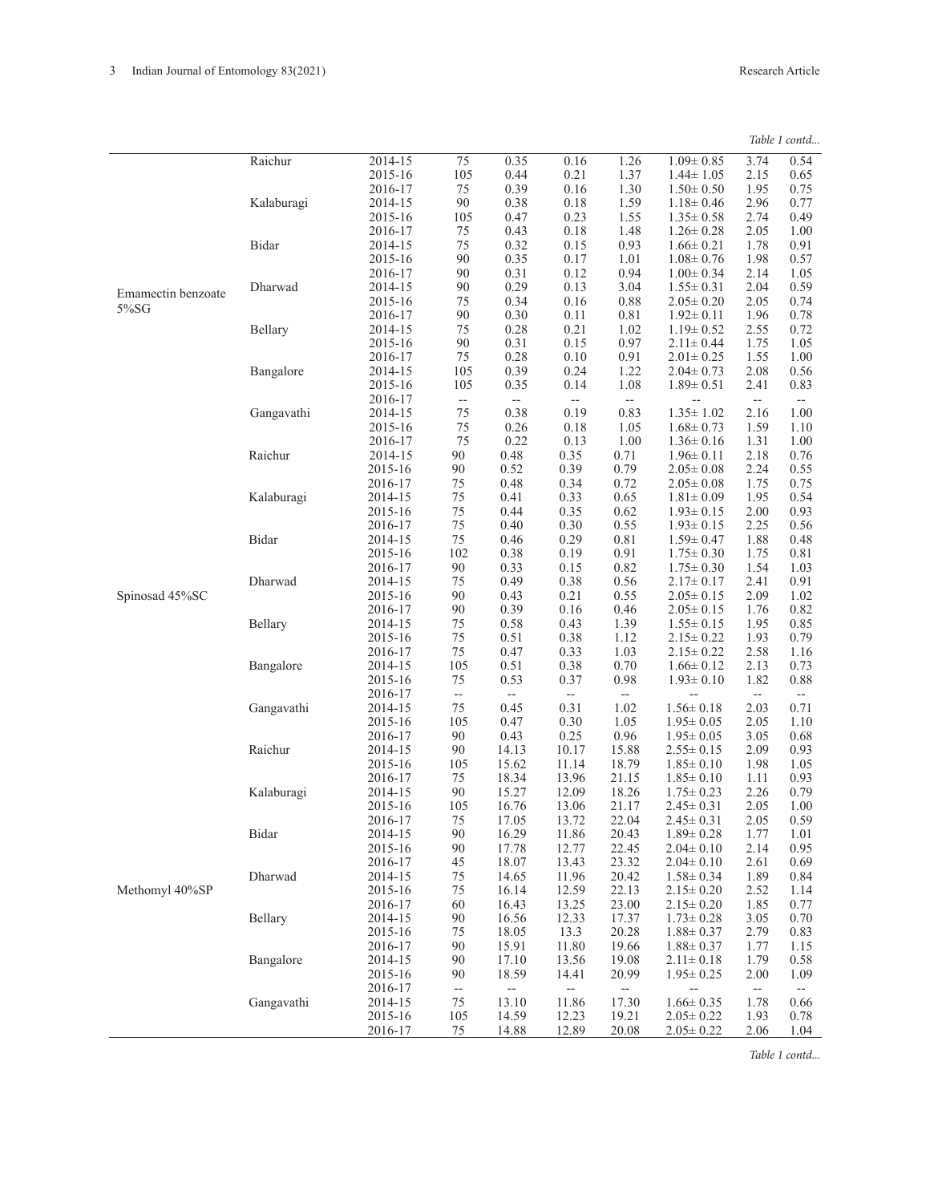*Table 1 contd...*

| | | | | | | | | | |
|---|---|---|---|---|---|---|---|---|---|
| Emamectin benzoate 5%SG | Raichur | 2014-15 | 75 | 0.35 | 0.16 | 1.26 | 1.09± 0.85 | 3.74 | 0.54 |
| | | 2015-16 | 105 | 0.44 | 0.21 | 1.37 | 1.44± 1.05 | 2.15 | 0.65 |
| | | 2016-17 | 75 | 0.39 | 0.16 | 1.30 | 1.50± 0.50 | 1.95 | 0.75 |
| | Kalaburagi | 2014-15 | 90 | 0.38 | 0.18 | 1.59 | 1.18± 0.46 | 2.96 | 0.77 |
| | | 2015-16 | 105 | 0.47 | 0.23 | 1.55 | 1.35± 0.58 | 2.74 | 0.49 |
| | | 2016-17 | 75 | 0.43 | 0.18 | 1.48 | 1.26± 0.28 | 2.05 | 1.00 |
| | Bidar | 2014-15 | 75 | 0.32 | 0.15 | 0.93 | 1.66± 0.21 | 1.78 | 0.91 |
| | | 2015-16 | 90 | 0.35 | 0.17 | 1.01 | 1.08± 0.76 | 1.98 | 0.57 |
| | | 2016-17 | 90 | 0.31 | 0.12 | 0.94 | 1.00± 0.34 | 2.14 | 1.05 |
| | Dharwad | 2014-15 | 90 | 0.29 | 0.13 | 3.04 | 1.55± 0.31 | 2.04 | 0.59 |
| | | 2015-16 | 75 | 0.34 | 0.16 | 0.88 | 2.05± 0.20 | 2.05 | 0.74 |
| | | 2016-17 | 90 | 0.30 | 0.11 | 0.81 | 1.92± 0.11 | 1.96 | 0.78 |
| | Bellary | 2014-15 | 75 | 0.28 | 0.21 | 1.02 | 1.19± 0.52 | 2.55 | 0.72 |
| | | 2015-16 | 90 | 0.31 | 0.15 | 0.97 | 2.11± 0.44 | 1.75 | 1.05 |
| | | 2016-17 | 75 | 0.28 | 0.10 | 0.91 | 2.01± 0.25 | 1.55 | 1.00 |
| | Bangalore | 2014-15 | 105 | 0.39 | 0.24 | 1.22 | 2.04± 0.73 | 2.08 | 0.56 |
| | | 2015-16 | 105 | 0.35 | 0.14 | 1.08 | 1.89± 0.51 | 2.41 | 0.83 |
| | | 2016-17 | -- | -- | -- | -- | -- | -- | -- |
| | Gangavathi | 2014-15 | 75 | 0.38 | 0.19 | 0.83 | 1.35± 1.02 | 2.16 | 1.00 |
| | | 2015-16 | 75 | 0.26 | 0.18 | 1.05 | 1.68± 0.73 | 1.59 | 1.10 |
| | | 2016-17 | 75 | 0.22 | 0.13 | 1.00 | 1.36± 0.16 | 1.31 | 1.00 |
| Spinosad 45%SC | Raichur | 2014-15 | 90 | 0.48 | 0.35 | 0.71 | 1.96± 0.11 | 2.18 | 0.76 |
| | | 2015-16 | 90 | 0.52 | 0.39 | 0.79 | 2.05± 0.08 | 2.24 | 0.55 |
| | | 2016-17 | 75 | 0.48 | 0.34 | 0.72 | 2.05± 0.08 | 1.75 | 0.75 |
| | Kalaburagi | 2014-15 | 75 | 0.41 | 0.33 | 0.65 | 1.81± 0.09 | 1.95 | 0.54 |
| | | 2015-16 | 75 | 0.44 | 0.35 | 0.62 | 1.93± 0.15 | 2.00 | 0.93 |
| | | 2016-17 | 75 | 0.40 | 0.30 | 0.55 | 1.93± 0.15 | 2.25 | 0.56 |
| | Bidar | 2014-15 | 75 | 0.46 | 0.29 | 0.81 | 1.59± 0.47 | 1.88 | 0.48 |
| | | 2015-16 | 102 | 0.38 | 0.19 | 0.91 | 1.75± 0.30 | 1.75 | 0.81 |
| | | 2016-17 | 90 | 0.33 | 0.15 | 0.82 | 1.75± 0.30 | 1.54 | 1.03 |
| | Dharwad | 2014-15 | 75 | 0.49 | 0.38 | 0.56 | 2.17± 0.17 | 2.41 | 0.91 |
| | | 2015-16 | 90 | 0.43 | 0.21 | 0.55 | 2.05± 0.15 | 2.09 | 1.02 |
| | | 2016-17 | 90 | 0.39 | 0.16 | 0.46 | 2.05± 0.15 | 1.76 | 0.82 |
| | Bellary | 2014-15 | 75 | 0.58 | 0.43 | 1.39 | 1.55± 0.15 | 1.95 | 0.85 |
| | | 2015-16 | 75 | 0.51 | 0.38 | 1.12 | 2.15± 0.22 | 1.93 | 0.79 |
| | | 2016-17 | 75 | 0.47 | 0.33 | 1.03 | 2.15± 0.22 | 2.58 | 1.16 |
| | Bangalore | 2014-15 | 105 | 0.51 | 0.38 | 0.70 | 1.66± 0.12 | 2.13 | 0.73 |
| | | 2015-16 | 75 | 0.53 | 0.37 | 0.98 | 1.93± 0.10 | 1.82 | 0.88 |
| | | 2016-17 | -- | -- | -- | -- | -- | -- | -- |
| | Gangavathi | 2014-15 | 75 | 0.45 | 0.31 | 1.02 | 1.56± 0.18 | 2.03 | 0.71 |
| | | 2015-16 | 105 | 0.47 | 0.30 | 1.05 | 1.95± 0.05 | 2.05 | 1.10 |
| | | 2016-17 | 90 | 0.43 | 0.25 | 0.96 | 1.95± 0.05 | 3.05 | 0.68 |
| Methomyl 40%SP | Raichur | 2014-15 | 90 | 14.13 | 10.17 | 15.88 | 2.55± 0.15 | 2.09 | 0.93 |
| | | 2015-16 | 105 | 15.62 | 11.14 | 18.79 | 1.85± 0.10 | 1.98 | 1.05 |
| | | 2016-17 | 75 | 18.34 | 13.96 | 21.15 | 1.85± 0.10 | 1.11 | 0.93 |
| | Kalaburagi | 2014-15 | 90 | 15.27 | 12.09 | 18.26 | 1.75± 0.23 | 2.26 | 0.79 |
| | | 2015-16 | 105 | 16.76 | 13.06 | 21.17 | 2.45± 0.31 | 2.05 | 1.00 |
| | | 2016-17 | 75 | 17.05 | 13.72 | 22.04 | 2.45± 0.31 | 2.05 | 0.59 |
| | Bidar | 2014-15 | 90 | 16.29 | 11.86 | 20.43 | 1.89± 0.28 | 1.77 | 1.01 |
| | | 2015-16 | 90 | 17.78 | 12.77 | 22.45 | 2.04± 0.10 | 2.14 | 0.95 |
| | | 2016-17 | 45 | 18.07 | 13.43 | 23.32 | 2.04± 0.10 | 2.61 | 0.69 |
| | Dharwad | 2014-15 | 75 | 14.65 | 11.96 | 20.42 | 1.58± 0.34 | 1.89 | 0.84 |
| | | 2015-16 | 75 | 16.14 | 12.59 | 22.13 | 2.15± 0.20 | 2.52 | 1.14 |
| | | 2016-17 | 60 | 16.43 | 13.25 | 23.00 | 2.15± 0.20 | 1.85 | 0.77 |
| | Bellary | 2014-15 | 90 | 16.56 | 12.33 | 17.37 | 1.73± 0.28 | 3.05 | 0.70 |
| | | 2015-16 | 75 | 18.05 | 13.3 | 20.28 | 1.88± 0.37 | 2.79 | 0.83 |
| | | 2016-17 | 90 | 15.91 | 11.80 | 19.66 | 1.88± 0.37 | 1.77 | 1.15 |
| | Bangalore | 2014-15 | 90 | 17.10 | 13.56 | 19.08 | 2.11± 0.18 | 1.79 | 0.58 |
| | | 2015-16 | 90 | 18.59 | 14.41 | 20.99 | 1.95± 0.25 | 2.00 | 1.09 |
| | | 2016-17 | -- | -- | -- | -- | -- | -- | -- |
| | Gangavathi | 2014-15 | 75 | 13.10 | 11.86 | 17.30 | 1.66± 0.35 | 1.78 | 0.66 |
| | | 2015-16 | 105 | 14.59 | 12.23 | 19.21 | 2.05± 0.22 | 1.93 | 0.78 |
| | | 2016-17 | 75 | 14.88 | 12.89 | 20.08 | 2.05± 0.22 | 2.06 | 1.04 |

*Table 1 contd...*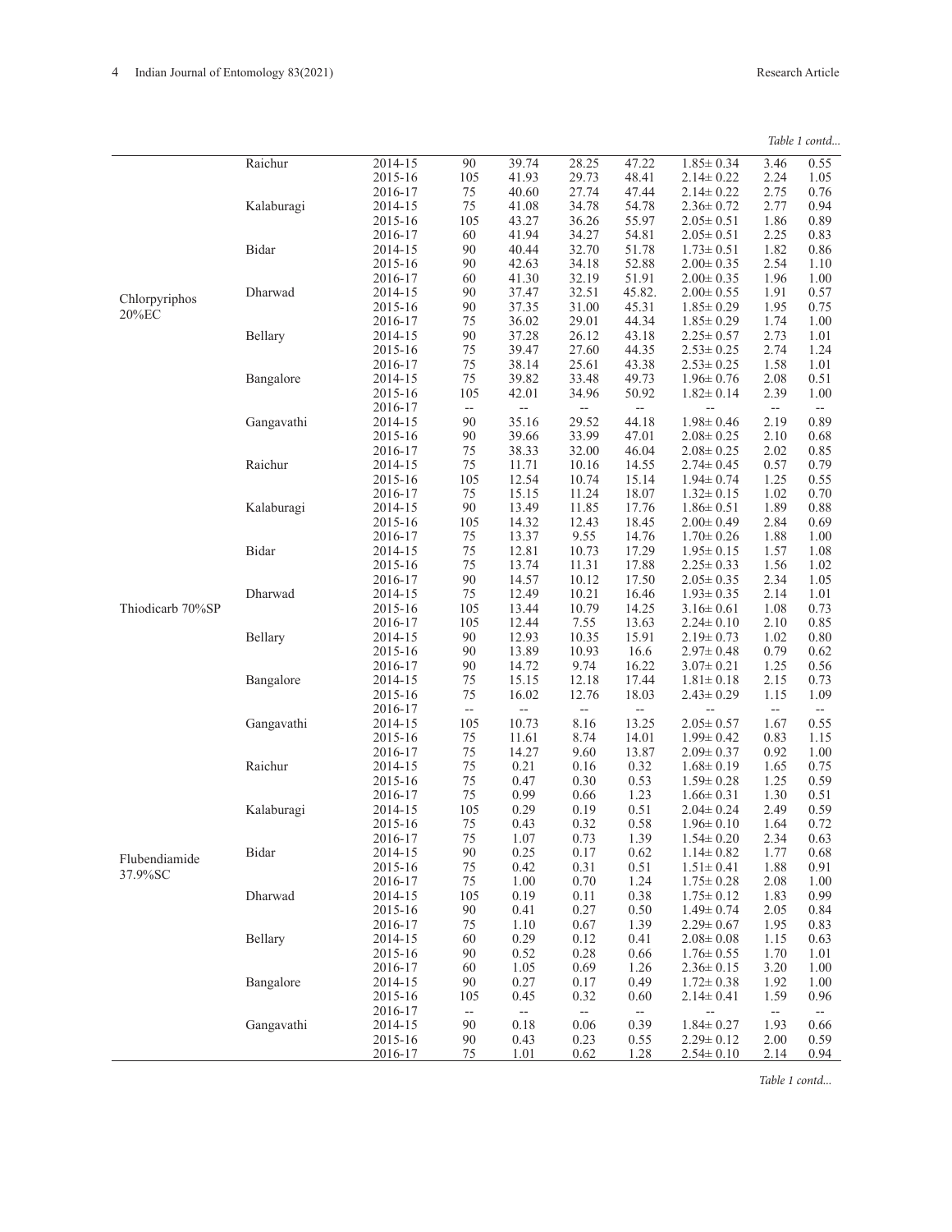*Table 1 contd...*

| | | | | | | | | | |
|---|---|---|---|---|---|---|---|---|---|
| Chlorpyriphos 20%EC | Raichur | 2014-15 | 90 | 39.74 | 28.25 | 47.22 | 1.85± 0.34 | 3.46 | 0.55 |
| | | 2015-16 | 105 | 41.93 | 29.73 | 48.41 | 2.14± 0.22 | 2.24 | 1.05 |
| | | 2016-17 | 75 | 40.60 | 27.74 | 47.44 | 2.14± 0.22 | 2.75 | 0.76 |
| | Kalaburagi | 2014-15 | 75 | 41.08 | 34.78 | 54.78 | 2.36± 0.72 | 2.77 | 0.94 |
| | | 2015-16 | 105 | 43.27 | 36.26 | 55.97 | 2.05± 0.51 | 1.86 | 0.89 |
| | | 2016-17 | 60 | 41.94 | 34.27 | 54.81 | 2.05± 0.51 | 2.25 | 0.83 |
| | Bidar | 2014-15 | 90 | 40.44 | 32.70 | 51.78 | 1.73± 0.51 | 1.82 | 0.86 |
| | | 2015-16 | 90 | 42.63 | 34.18 | 52.88 | 2.00± 0.35 | 2.54 | 1.10 |
| | | 2016-17 | 60 | 41.30 | 32.19 | 51.91 | 2.00± 0.35 | 1.96 | 1.00 |
| | Dharwad | 2014-15 | 90 | 37.47 | 32.51 | 45.82. | 2.00± 0.55 | 1.91 | 0.57 |
| | | 2015-16 | 90 | 37.35 | 31.00 | 45.31 | 1.85± 0.29 | 1.95 | 0.75 |
| | | 2016-17 | 75 | 36.02 | 29.01 | 44.34 | 1.85± 0.29 | 1.74 | 1.00 |
| | Bellary | 2014-15 | 90 | 37.28 | 26.12 | 43.18 | 2.25± 0.57 | 2.73 | 1.01 |
| | | 2015-16 | 75 | 39.47 | 27.60 | 44.35 | 2.53± 0.25 | 2.74 | 1.24 |
| | | 2016-17 | 75 | 38.14 | 25.61 | 43.38 | 2.53± 0.25 | 1.58 | 1.01 |
| | Bangalore | 2014-15 | 75 | 39.82 | 33.48 | 49.73 | 1.96± 0.76 | 2.08 | 0.51 |
| | | 2015-16 | 105 | 42.01 | 34.96 | 50.92 | 1.82± 0.14 | 2.39 | 1.00 |
| | | 2016-17 | -- | -- | -- | -- | -- | -- | -- |
| | Gangavathi | 2014-15 | 90 | 35.16 | 29.52 | 44.18 | 1.98± 0.46 | 2.19 | 0.89 |
| | | 2015-16 | 90 | 39.66 | 33.99 | 47.01 | 2.08± 0.25 | 2.10 | 0.68 |
| | | 2016-17 | 75 | 38.33 | 32.00 | 46.04 | 2.08± 0.25 | 2.02 | 0.85 |
| Thiodicarb 70%SP | Raichur | 2014-15 | 75 | 11.71 | 10.16 | 14.55 | 2.74± 0.45 | 0.57 | 0.79 |
| | | 2015-16 | 105 | 12.54 | 10.74 | 15.14 | 1.94± 0.74 | 1.25 | 0.55 |
| | | 2016-17 | 75 | 15.15 | 11.24 | 18.07 | 1.32± 0.15 | 1.02 | 0.70 |
| | Kalaburagi | 2014-15 | 90 | 13.49 | 11.85 | 17.76 | 1.86± 0.51 | 1.89 | 0.88 |
| | | 2015-16 | 105 | 14.32 | 12.43 | 18.45 | 2.00± 0.49 | 2.84 | 0.69 |
| | | 2016-17 | 75 | 13.37 | 9.55 | 14.76 | 1.70± 0.26 | 1.88 | 1.00 |
| | Bidar | 2014-15 | 75 | 12.81 | 10.73 | 17.29 | 1.95± 0.15 | 1.57 | 1.08 |
| | | 2015-16 | 75 | 13.74 | 11.31 | 17.88 | 2.25± 0.33 | 1.56 | 1.02 |
| | | 2016-17 | 90 | 14.57 | 10.12 | 17.50 | 2.05± 0.35 | 2.34 | 1.05 |
| | Dharwad | 2014-15 | 75 | 12.49 | 10.21 | 16.46 | 1.93± 0.35 | 2.14 | 1.01 |
| | | 2015-16 | 105 | 13.44 | 10.79 | 14.25 | 3.16± 0.61 | 1.08 | 0.73 |
| | | 2016-17 | 105 | 12.44 | 7.55 | 13.63 | 2.24± 0.10 | 2.10 | 0.85 |
| | Bellary | 2014-15 | 90 | 12.93 | 10.35 | 15.91 | 2.19± 0.73 | 1.02 | 0.80 |
| | | 2015-16 | 90 | 13.89 | 10.93 | 16.6 | 2.97± 0.48 | 0.79 | 0.62 |
| | | 2016-17 | 90 | 14.72 | 9.74 | 16.22 | 3.07± 0.21 | 1.25 | 0.56 |
| | Bangalore | 2014-15 | 75 | 15.15 | 12.18 | 17.44 | 1.81± 0.18 | 2.15 | 0.73 |
| | | 2015-16 | 75 | 16.02 | 12.76 | 18.03 | 2.43± 0.29 | 1.15 | 1.09 |
| | | 2016-17 | -- | -- | -- | -- | -- | -- | -- |
| | Gangavathi | 2014-15 | 105 | 10.73 | 8.16 | 13.25 | 2.05± 0.57 | 1.67 | 0.55 |
| | | 2015-16 | 75 | 11.61 | 8.74 | 14.01 | 1.99± 0.42 | 0.83 | 1.15 |
| | | 2016-17 | 75 | 14.27 | 9.60 | 13.87 | 2.09± 0.37 | 0.92 | 1.00 |
| Flubendiamide 37.9%SC | Raichur | 2014-15 | 75 | 0.21 | 0.16 | 0.32 | 1.68± 0.19 | 1.65 | 0.75 |
| | | 2015-16 | 75 | 0.47 | 0.30 | 0.53 | 1.59± 0.28 | 1.25 | 0.59 |
| | | 2016-17 | 75 | 0.99 | 0.66 | 1.23 | 1.66± 0.31 | 1.30 | 0.51 |
| | Kalaburagi | 2014-15 | 105 | 0.29 | 0.19 | 0.51 | 2.04± 0.24 | 2.49 | 0.59 |
| | | 2015-16 | 75 | 0.43 | 0.32 | 0.58 | 1.96± 0.10 | 1.64 | 0.72 |
| | | 2016-17 | 75 | 1.07 | 0.73 | 1.39 | 1.54± 0.20 | 2.34 | 0.63 |
| | Bidar | 2014-15 | 90 | 0.25 | 0.17 | 0.62 | 1.14± 0.82 | 1.77 | 0.68 |
| | | 2015-16 | 75 | 0.42 | 0.31 | 0.51 | 1.51± 0.41 | 1.88 | 0.91 |
| | | 2016-17 | 75 | 1.00 | 0.70 | 1.24 | 1.75± 0.28 | 2.08 | 1.00 |
| | Dharwad | 2014-15 | 105 | 0.19 | 0.11 | 0.38 | 1.75± 0.12 | 1.83 | 0.99 |
| | | 2015-16 | 90 | 0.41 | 0.27 | 0.50 | 1.49± 0.74 | 2.05 | 0.84 |
| | | 2016-17 | 75 | 1.10 | 0.67 | 1.39 | 2.29± 0.67 | 1.95 | 0.83 |
| | Bellary | 2014-15 | 60 | 0.29 | 0.12 | 0.41 | 2.08± 0.08 | 1.15 | 0.63 |
| | | 2015-16 | 90 | 0.52 | 0.28 | 0.66 | 1.76± 0.55 | 1.70 | 1.01 |
| | | 2016-17 | 60 | 1.05 | 0.69 | 1.26 | 2.36± 0.15 | 3.20 | 1.00 |
| | Bangalore | 2014-15 | 90 | 0.27 | 0.17 | 0.49 | 1.72± 0.38 | 1.92 | 1.00 |
| | | 2015-16 | 105 | 0.45 | 0.32 | 0.60 | 2.14± 0.41 | 1.59 | 0.96 |
| | | 2016-17 | -- | -- | -- | -- | -- | -- | -- |
| | Gangavathi | 2014-15 | 90 | 0.18 | 0.06 | 0.39 | 1.84± 0.27 | 1.93 | 0.66 |
| | | 2015-16 | 90 | 0.43 | 0.23 | 0.55 | 2.29± 0.12 | 2.00 | 0.59 |
| | | 2016-17 | 75 | 1.01 | 0.62 | 1.28 | 2.54± 0.10 | 2.14 | 0.94 |

*Table 1 contd...*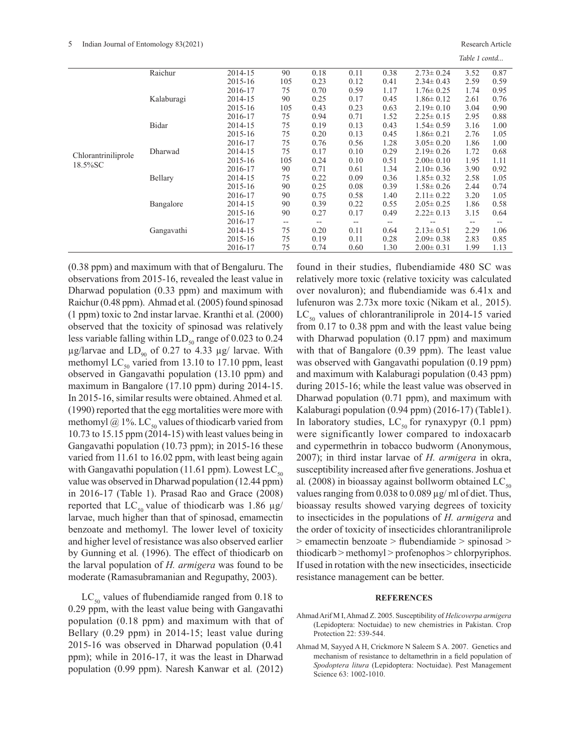*Table 1 contd...*

| | | | | | | | | | |
|---|---|---|---|---|---|---|---|---|---|
| Chlorantriniliprole 18.5%SC | Raichur | 2014-15 | 90 | 0.18 | 0.11 | 0.38 | 2.73± 0.24 | 3.52 | 0.87 |
| | | 2015-16 | 105 | 0.23 | 0.12 | 0.41 | 2.34± 0.43 | 2.59 | 0.59 |
| | | 2016-17 | 75 | 0.70 | 0.59 | 1.17 | 1.76± 0.25 | 1.74 | 0.95 |
| | Kalaburagi | 2014-15 | 90 | 0.25 | 0.17 | 0.45 | 1.86± 0.12 | 2.61 | 0.76 |
| | | 2015-16 | 105 | 0.43 | 0.23 | 0.63 | 2.19± 0.10 | 3.04 | 0.90 |
| | | 2016-17 | 75 | 0.94 | 0.71 | 1.52 | 2.25± 0.15 | 2.95 | 0.88 |
| | Bidar | 2014-15 | 75 | 0.19 | 0.13 | 0.43 | 1.54± 0.59 | 3.16 | 1.00 |
| | | 2015-16 | 75 | 0.20 | 0.13 | 0.45 | 1.86± 0.21 | 2.76 | 1.05 |
| | | 2016-17 | 75 | 0.76 | 0.56 | 1.28 | 3.05± 0.20 | 1.86 | 1.00 |
| | Dharwad | 2014-15 | 75 | 0.17 | 0.10 | 0.29 | 2.19± 0.26 | 1.72 | 0.68 |
| | | 2015-16 | 105 | 0.24 | 0.10 | 0.51 | 2.00± 0.10 | 1.95 | 1.11 |
| | | 2016-17 | 90 | 0.71 | 0.61 | 1.34 | 2.10± 0.36 | 3.90 | 0.92 |
| | Bellary | 2014-15 | 75 | 0.22 | 0.09 | 0.36 | 1.85± 0.32 | 2.58 | 1.05 |
| | | 2015-16 | 90 | 0.25 | 0.08 | 0.39 | 1.58± 0.26 | 2.44 | 0.74 |
| | | 2016-17 | 90 | 0.75 | 0.58 | 1.40 | 2.11± 0.22 | 3.20 | 1.05 |
| | Bangalore | 2014-15 | 90 | 0.39 | 0.22 | 0.55 | 2.05± 0.25 | 1.86 | 0.58 |
| | | 2015-16 | 90 | 0.27 | 0.17 | 0.49 | 2.22± 0.13 | 3.15 | 0.64 |
| | | 2016-17 | -- | -- | -- | -- | -- | -- | -- |
| | Gangavathi | 2014-15 | 75 | 0.20 | 0.11 | 0.64 | 2.13± 0.51 | 2.29 | 1.06 |
| | | 2015-16 | 75 | 0.19 | 0.11 | 0.28 | 2.09± 0.38 | 2.83 | 0.85 |
| | | 2016-17 | 75 | 0.74 | 0.60 | 1.30 | 2.00± 0.31 | 1.99 | 1.13 |

(0.38 ppm) and maximum with that of Bengaluru. The observations from 2015-16, revealed the least value in Dharwad population (0.33 ppm) and maximum with Raichur (0.48 ppm). Ahmad et al*.* (2005) found spinosad (1 ppm) toxic to 2nd instar larvae. Kranthi et al*.* (2000) observed that the toxicity of spinosad was relatively less variable falling within $LD_{50}$ range of 0.023 to 0.24 µg/larvae and $LD_{90}$ of 0.27 to 4.33 µg/ larvae. With methomyl $LC_{50}$ varied from 13.10 to 17.10 ppm, least observed in Gangavathi population (13.10 ppm) and maximum in Bangalore (17.10 ppm) during 2014-15. In 2015-16, similar results were obtained. Ahmed et al*.* (1990) reported that the egg mortalities were more with methomyl @ 1%. $LC_{50}$ values of thiodicarb varied from 10.73 to 15.15 ppm (2014-15) with least values being in Gangavathi population (10.73 ppm); in 2015-16 these varied from 11.61 to 16.02 ppm, with least being again with Gangavathi population (11.61 ppm). Lowest $LC_{50}$ value was observed in Dharwad population (12.44 ppm) in 2016-17 (Table 1). Prasad Rao and Grace (2008) reported that $LC_{50}$ value of thiodicarb was 1.86 µg/ larvae, much higher than that of spinosad, emamectin benzoate and methomyl. The lower level of toxicity and higher level of resistance was also observed earlier by Gunning et al*.* (1996). The effect of thiodicarb on the larval population of *H. armigera* was found to be moderate (Ramasubramanian and Regupathy, 2003).

$LC_{50}$ values of flubendiamide ranged from 0.18 to 0.29 ppm, with the least value being with Gangavathi population (0.18 ppm) and maximum with that of Bellary (0.29 ppm) in 2014-15; least value during 2015-16 was observed in Dharwad population (0.41 ppm); while in 2016-17, it was the least in Dharwad population (0.99 ppm). Naresh Kanwar et al*.* (2012) found in their studies, flubendiamide 480 SC was relatively more toxic (relative toxicity was calculated over novaluron); and flubendiamide was 6.41x and lufenuron was 2.73x more toxic (Nikam et al*.,* 2015). $LC_{50}$ values of chlorantraniliprole in 2014-15 varied from 0.17 to 0.38 ppm and with the least value being with Dharwad population (0.17 ppm) and maximum with that of Bangalore (0.39 ppm). The least value was observed with Gangavathi population (0.19 ppm) and maximum with Kalaburagi population (0.43 ppm) during 2015-16; while the least value was observed in Dharwad population (0.71 ppm), and maximum with Kalaburagi population (0.94 ppm) (2016-17) (Table1). In laboratory studies, $LC_{50}$ for rynaxypyr (0.1 ppm) were significantly lower compared to indoxacarb and cypermethrin in tobacco budworm (Anonymous, 2007); in third instar larvae of *H. armigera* in okra, susceptibility increased after five generations. Joshua et al*.* (2008) in bioassay against bollworm obtained $LC_{50}$ values ranging from 0.038 to 0.089 µg/ ml of diet. Thus, bioassay results showed varying degrees of toxicity to insecticides in the populations of *H. armigera* and the order of toxicity of insecticides chlorantraniliprole > emamectin benzoate > flubendiamide > spinosad > thiodicarb > methomyl > profenophos > chlorpyriphos. If used in rotation with the new insecticides, insecticide resistance management can be better.

## REFERENCES

Ahmad Arif M I, Ahmad Z. 2005. Susceptibility of *Helicoverpa armigera* (Lepidoptera: Noctuidae) to new chemistries in Pakistan. Crop Protection 22: 539-544.

Ahmad M, Sayyed A H, Crickmore N Saleem S A. 2007. Genetics and mechanism of resistance to deltamethrin in a field population of *Spodoptera litura* (Lepidoptera: Noctuidae). Pest Management Science 63: 1002-1010.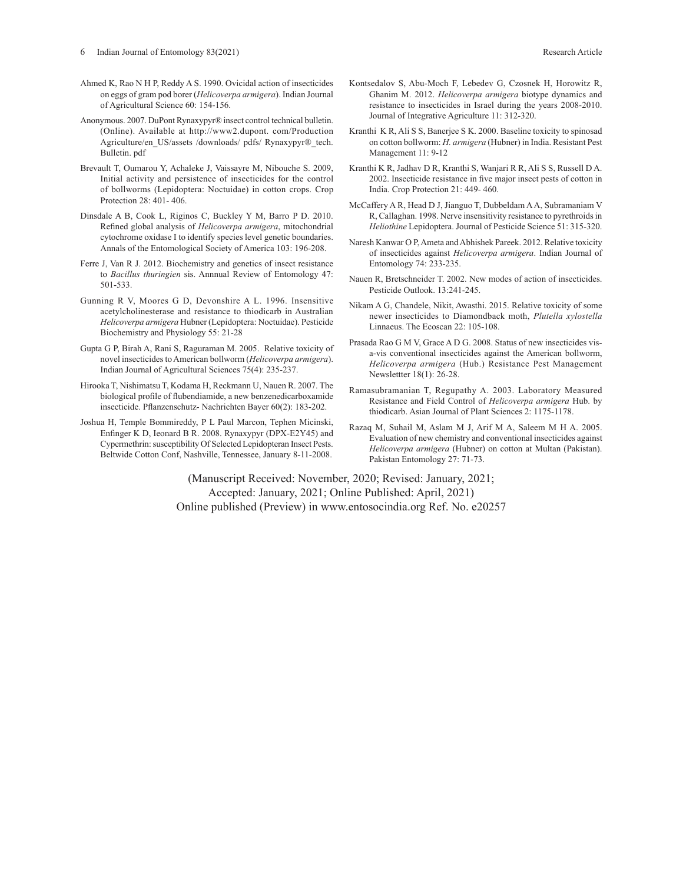Ahmed K, Rao N H P, Reddy A S. 1990. Ovicidal action of insecticides on eggs of gram pod borer (*Helicoverpa armigera*). Indian Journal of Agricultural Science 60: 154-156.

Anonymous. 2007. DuPont Rynaxypyr® insect control technical bulletin. (Online). Available at http://www2.dupont. com/Production Agriculture/en_US/assets /downloads/ pdfs/ Rynaxypyr®_tech. Bulletin. pdf

Brevault T, Oumarou Y, Achaleke J, Vaissayre M, Nibouche S. 2009, Initial activity and persistence of insecticides for the control of bollworms (Lepidoptera: Noctuidae) in cotton crops. Crop Protection 28: 401- 406.

Dinsdale A B, Cook L, Riginos C, Buckley Y M, Barro P D. 2010. Refined global analysis of *Helicoverpa armigera*, mitochondrial cytochrome oxidase I to identify species level genetic boundaries. Annals of the Entomological Society of America 103: 196-208.

Ferre J, Van R J. 2012. Biochemistry and genetics of insect resistance to *Bacillus thuringien* sis. Annnual Review of Entomology 47: 501-533.

Gunning R V, Moores G D, Devonshire A L. 1996. Insensitive acetylcholinesterase and resistance to thiodicarb in Australian *Helicoverpa armigera* Hubner (Lepidoptera: Noctuidae). Pesticide Biochemistry and Physiology 55: 21-28

Gupta G P, Birah A, Rani S, Raguraman M. 2005. Relative toxicity of novel insecticides to American bollworm (*Helicoverpa armigera*). Indian Journal of Agricultural Sciences 75(4): 235-237.

Hirooka T, Nishimatsu T, Kodama H, Reckmann U, Nauen R. 2007. The biological profile of flubendiamide, a new benzenedicarboxamide insecticide. Pflanzenschutz- Nachrichten Bayer 60(2): 183-202.

Joshua H, Temple Bommireddy, P L Paul Marcon, Tephen Micinski, Enfinger K D, Ieonard B R. 2008. Rynaxypyr (DPX-E2Y45) and Cypermethrin: susceptibility Of Selected Lepidopteran Insect Pests. Beltwide Cotton Conf, Nashville, Tennessee, January 8-11-2008.

Kontsedalov S, Abu-Moch F, Lebedev G, Czosnek H, Horowitz R, Ghanim M. 2012. *Helicoverpa armigera* biotype dynamics and resistance to insecticides in Israel during the years 2008-2010. Journal of Integrative Agriculture 11: 312-320.

Kranthi K R, Ali S S, Banerjee S K. 2000. Baseline toxicity to spinosad on cotton bollworm: *H. armigera* (Hubner) in India. Resistant Pest Management 11: 9-12

Kranthi K R, Jadhav D R, Kranthi S, Wanjari R R, Ali S S, Russell D A. 2002. Insecticide resistance in five major insect pests of cotton in India. Crop Protection 21: 449- 460.

McCaffery A R, Head D J, Jianguo T, Dubbeldam A A, Subramaniam V R, Callaghan. 1998. Nerve insensitivity resistance to pyrethroids in *Heliothine* Lepidoptera. Journal of Pesticide Science 51: 315-320.

Naresh Kanwar O P, Ameta and Abhishek Pareek. 2012. Relative toxicity of insecticides against *Helicoverpa armigera*. Indian Journal of Entomology 74: 233-235.

Nauen R, Bretschneider T. 2002. New modes of action of insecticides. Pesticide Outlook. 13:241-245.

Nikam A G, Chandele, Nikit, Awasthi. 2015. Relative toxicity of some newer insecticides to Diamondback moth, *Plutella xylostella* Linnaeus. The Ecoscan 22: 105-108.

Prasada Rao G M V, Grace A D G. 2008. Status of new insecticides vis-a-vis conventional insecticides against the American bollworm, *Helicoverpa armigera* (Hub.) Resistance Pest Management Newslettter 18(1): 26-28.

Ramasubramanian T, Regupathy A. 2003. Laboratory Measured Resistance and Field Control of *Helicoverpa armigera* Hub. by thiodicarb. Asian Journal of Plant Sciences 2: 1175-1178.

Razaq M, Suhail M, Aslam M J, Arif M A, Saleem M H A. 2005. Evaluation of new chemistry and conventional insecticides against *Helicoverpa armigera* (Hubner) on cotton at Multan (Pakistan). Pakistan Entomology 27: 71-73.

(Manuscript Received: November, 2020; Revised: January, 2021; Accepted: January, 2021; Online Published: April, 2021)
Online published (Preview) in www.entosocindia.org Ref. No. e20257